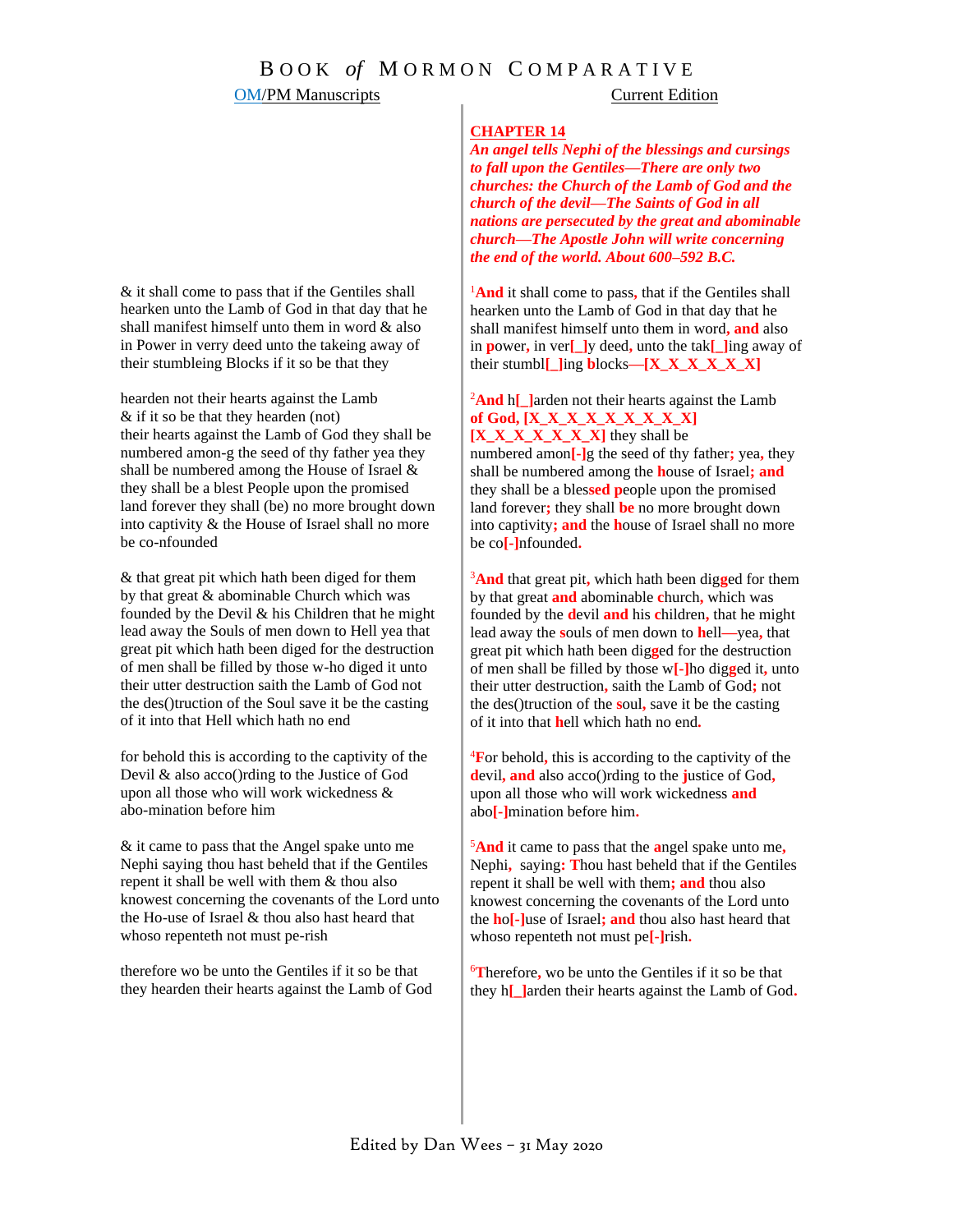# Book *of* Mormon Comparative

| OM/PM Manuscripts | Current Edition |
|---|---|
| | **CHAPTER 14** *An angel tells Nephi of the blessings and cursings to fall upon the Gentiles—There are only two churches: the Church of the Lamb of God and the church of the devil—The Saints of God in all nations are persecuted by the great and abominable church—The Apostle John will write concerning the end of the world. About 600–592 B.C.* |
| & it shall come to pass that if the Gentiles shall hearken unto the Lamb of God in that day that he shall manifest himself unto them in word & also in Power in verry deed unto the takeing away of their stumbleing Blocks if it so be that they | [1]**And** it shall come to pass**,** that if the Gentiles shall hearken unto the Lamb of God in that day that he shall manifest himself unto them in word**, and** also in **p**ower**,** in ver**[_]**y deed**,** unto the tak**[_]**ing away of their stumbl**[_]**ing **b**locks**—[X_X_X_X_X_X]** |
| hearden not their hearts against the Lamb & if it so be that they hearden (not) their hearts against the Lamb of God they shall be numbered amon-g the seed of thy father yea they shall be numbered among the House of Israel & they shall be a blest People upon the promised land forever they shall (be) no more brought down into captivity & the House of Israel shall no more be co-nfounded | [2]**And** h**[_]**arden not their hearts against the Lamb **of God, [X_X_X_X_X_X_X_X_X] [X_X_X_X_X_X_X]** they shall be numbered amon**[-]**g the seed of thy father**;** yea**,** they shall be numbered among the **h**ouse of Israel**; and** they shall be a bles**sed p**eople upon the promised land forever**;** they shall **be** no more brought down into captivity**; and** the **h**ouse of Israel shall no more be co**[-]**nfounded**.** |
| & that great pit which hath been diged for them by that great & abominable Church which was founded by the Devil & his Children that he might lead away the Souls of men down to Hell yea that great pit which hath been diged for the destruction of men shall be filled by those w-ho diged it unto their utter destruction saith the Lamb of God not the des()truction of the Soul save it be the casting of it into that Hell which hath no end | [3]**And** that great pit**,** which hath been dig**g**ed for them by that great **and** abominable **c**hurch**,** which was founded by the **d**evil **and** his **c**hildren**,** that he might lead away the **s**ouls of men down to **h**ell**—**yea**,** that great pit which hath been dig**g**ed for the destruction of men shall be filled by those w**[-]**ho dig**g**ed it**,** unto their utter destruction**,** saith the Lamb of God**;** not the des()truction of the **s**oul**,** save it be the casting of it into that **h**ell which hath no end**.** |
| for behold this is according to the captivity of the Devil & also acco()rding to the Justice of God upon all those who will work wickedness & abo-mination before him | [4]**F**or behold**,** this is according to the captivity of the **d**evil**, and** also acco()rding to the **j**ustice of God**,** upon all those who will work wickedness **and** abo**[-]**mination before him**.** |
| & it came to pass that the Angel spake unto me Nephi saying thou hast beheld that if the Gentiles repent it shall be well with them & thou also knowest concerning the covenants of the Lord unto the Ho-use of Israel & thou also hast heard that whoso repenteth not must pe-rish | [5]**And** it came to pass that the **a**ngel spake unto me**,** Nephi**,** saying**: T**hou hast beheld that if the Gentiles repent it shall be well with them**; and** thou also knowest concerning the covenants of the Lord unto the **ho[-]**use of Israel**; and** thou also hast heard that whoso repenteth not must pe**[-]**rish**.** |
| therefore wo be unto the Gentiles if it so be that they hearden their hearts against the Lamb of God | [6]**T**herefore**,** wo be unto the Gentiles if it so be that they h**[_]**arden their hearts against the Lamb of God**.** |

Edited by Dan Wees – 31 May 2020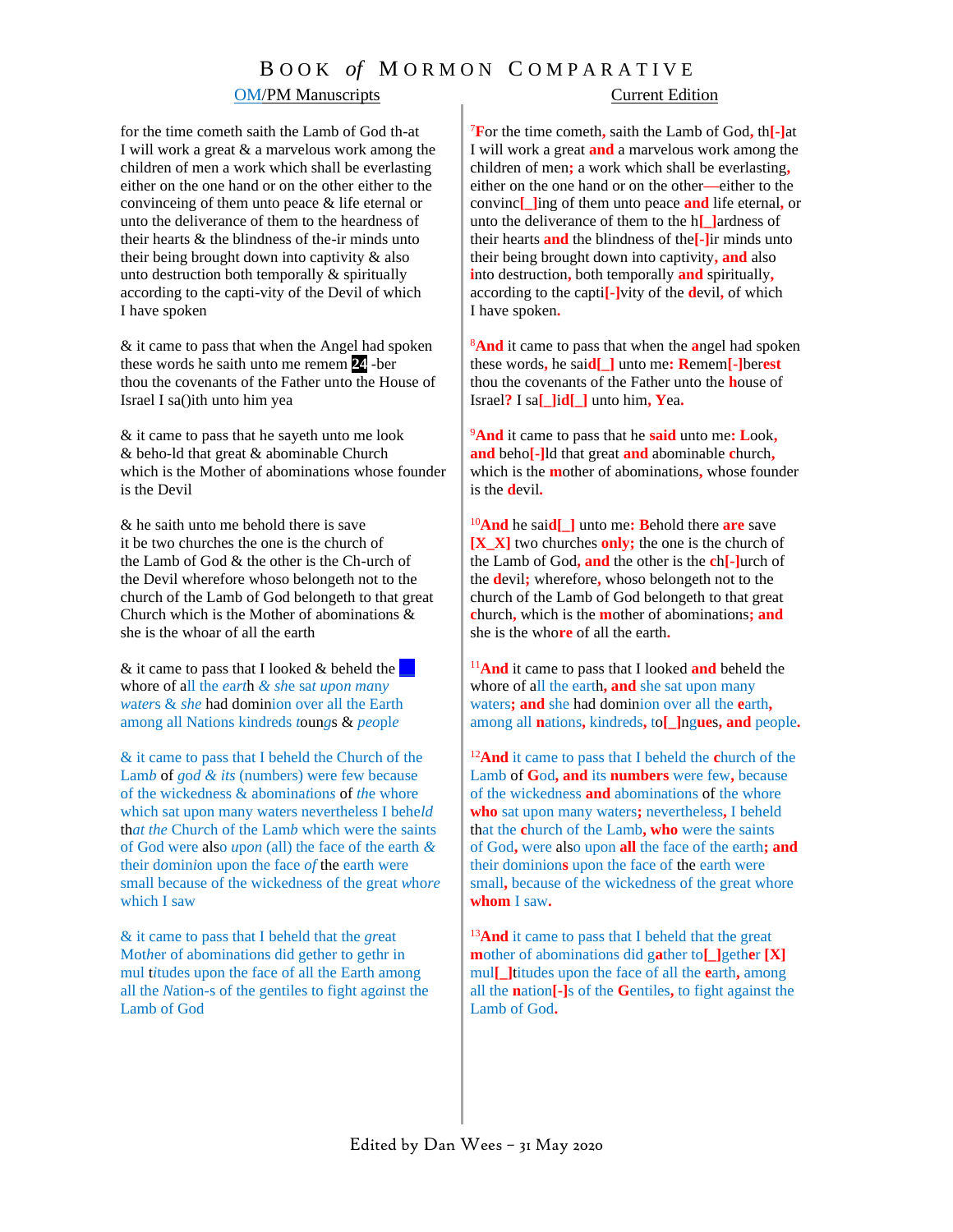# BOOK *of* MORMON COMPARATIVE

| OM/PM Manuscripts | Current Edition |
|---|---|
| for the time cometh saith the Lamb of God th-at I will work a great & a marvelous work among the children of men a work which shall be everlasting either on the one hand or on the other either to the convinceing of them unto peace & life eternal or unto the deliverance of them to the heardness of their hearts & the blindness of the-ir minds unto their being brought down into captivity & also unto destruction both temporally & spiritually according to the capti-vity of the Devil of which I have spoken | [7]For the time cometh, saith the Lamb of God, th[-]at I will work a great and a marvelous work among the children of men; a work which shall be everlasting, either on the one hand or on the other—either to the convinc[_]ing of them unto peace and life eternal, or unto the deliverance of them to the h[_]ardness of their hearts and the blindness of the[-]ir minds unto their being brought down into captivity, and also into destruction, both temporally and spiritually, according to the capti[-]vity of the devil, of which I have spoken. |
| & it came to pass that when the Angel had spoken these words he saith unto me remem **24** -ber thou the covenants of the Father unto the House of Israel I sa()ith unto him yea | [8]And it came to pass that when the angel had spoken these words, he said[_] unto me: Remem[-]berest thou the covenants of the Father unto the house of Israel? I sa[_]id[_] unto him, Yea. |
| & it came to pass that he sayeth unto me look & beho-ld that great & abominable Church which is the Mother of abominations whose founder is the Devil | [9]And it came to pass that he said unto me: Look, and beho[-]ld that great and abominable church, which is the mother of abominations, whose founder is the devil. |
| & he saith unto me behold there is save it be two churches the one is the church of the Lamb of God & the other is the Ch-urch of the Devil wherefore whoso belongeth not to the church of the Lamb of God belongeth to that great Church which is the Mother of abominations & she is the whoar of all the earth | [10]And he said[_] unto me: Behold there are save [X_X] two churches only; the one is the church of the Lamb of God, and the other is the ch[-]urch of the devil; wherefore, whoso belongeth not to the church of the Lamb of God belongeth to that great church, which is the mother of abominations; and she is the whore of all the earth. |
| & it came to pass that I looked & beheld the \_\_ whore of all the earth & *she* sat *upon many* waters & *she* had dominion over all the Earth among all Nations kindreds *t*oun*g*s & *people* | [11]And it came to pass that I looked and beheld the whore of all the earth, and she sat upon many waters; and she had dominion over all the earth, among all nations, kindreds, to[_]ngues, and people. |
| & it came to pass that I beheld the Church of the Lam*b* of *god & its* (numbers) were few because of the wickedness & abominations of *the* whore which sat upon many waters nevertheless I behe*ld* th*at the* Church of the Lam*b* which were the saints of God were also *upon* (all) the face of the earth *&* their dominion upon the face *of* the earth were small because of the wickedness of the great *whore* which I saw | [12]And it came to pass that I beheld the church of the Lamb of God, and its numbers were few, because of the wickedness and abominations of the whore who sat upon many waters; nevertheless, I beheld that the church of the Lamb, who were the saints of God, were also upon all the face of the earth; and their dominions upon the face of the earth were small, because of the wickedness of the great whore whom I saw. |
| & it came to pass that I beheld that the *great* Mother of abominations did gether to gethr in mul titudes upon the face of all the Earth among all the *N*ation-s of the gentiles to fight against the Lamb of God | [13]And it came to pass that I beheld that the great mother of abominations did gather to[_]gether [X] mul[_]titudes upon the face of all the earth, among all the nation[-]s of the Gentiles, to fight against the Lamb of God. |

Edited by Dan Wees – 31 May 2020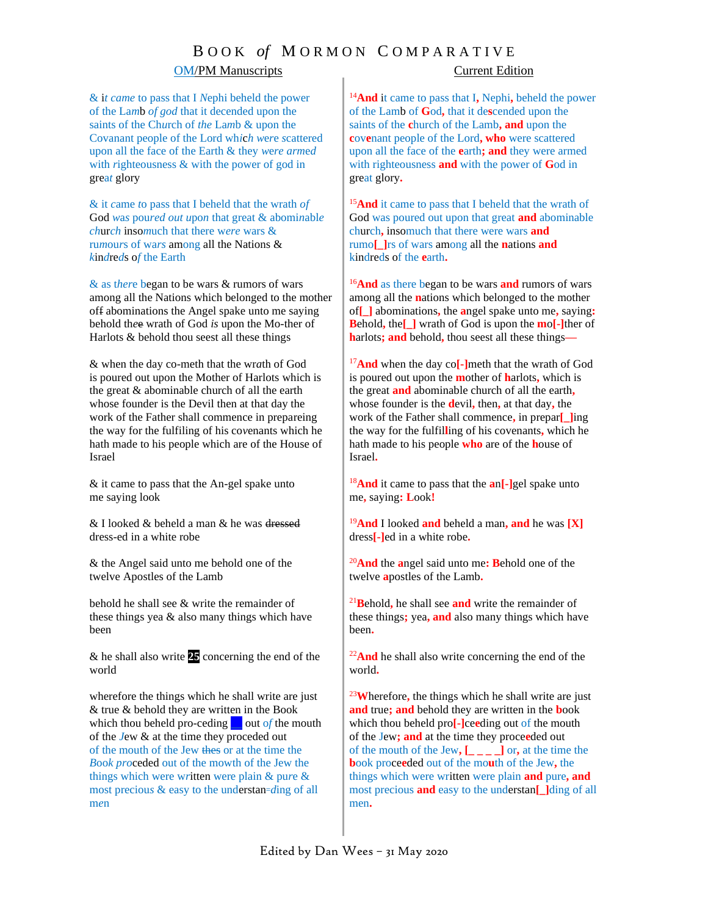# Book *of* Mormon Comparative

| OM/PM Manuscripts | Current Edition |
|---|---|
| & it came to pass that I Nephi beheld the power of the Lamb of god that it decended upon the saints of the Church of the Lamb & upon the Covanant people of the Lord which were scattered upon all the face of the Earth & they were armed with righteousness & with the power of god in great glory | [14]**And** it came to pass that I**,** Nephi**,** beheld the power of the Lamb of **G**od**,** that it de**s**cended upon the saints of the **c**hurch of the Lamb**, and** upon the **c**ov**e**nant people of the Lord**, who** were scattered upon all the face of the **e**arth**; and** they were armed with righteousness **and** with the power of **G**od in great glory**.** |
| & it came to pass that I beheld that the wrath of God was poured out upon that great & abominable church insomuch that there were wars & rumours of wars among all the Nations & kindreds of the Earth | [15]**And** it came to pass that I beheld that the wrath of God was poured out upon that great **and** abominable church**,** insomuch that there were wars **and** rumo**[_]**rs of wars among all the **n**ations **and** kindreds of the **e**arth**.** |
| & as there began to be wars & rumors of wars among all the Nations which belonged to the mother off abominations the Angel spake unto me saying behold th~~e~~e wrath of God *is* upon the Mo-ther of Harlots & behold thou seest all these things | [16]**And** as there began to be wars **and** rumors of wars among all the **n**ations which belonged to the mother of**[_]** abominations**,** the **a**ngel spake unto me**,** saying**: B**ehold**,** the**[_]** wrath of God is upon the mo**[-]**ther of **h**arlots**; and** behold**,** thou seest all these things**—** |
| & when the day co-meth that the wrath of God is poured out upon the Mother of Harlots which is the great & abominable church of all the earth whose founder is the Devil then at that day the work of the Father shall commence in prepareing the way for the fulfiling of his covenants which he hath made to his people which are of the House of Israel | [17]**And** when the day co**[-]**meth that the wrath of God is poured out upon the **m**other of **h**arlots**,** which is the great **and** abominable church of all the earth**,** whose founder is the **d**evil**,** then**,** at that day**,** the work of the Father shall commence**,** in prepar**[_]**ing the way for the fulfil**l**ing of his covenants**,** which he hath made to his people **who** are of the **h**ouse of Israel**.** |
| & it came to pass that the An-gel spake unto me saying look | [18]**And** it came to pass that the **an[-]**gel spake unto me**,** saying**: L**ook**!** |
| & I looked & beheld a man & he was ~~dressed~~ dress-ed in a white robe | [19]**And** I looked **and** beheld a man**, and** he was **[X]** dress**[-]**ed in a white robe**.** |
| & the Angel said unto me behold one of the twelve Apostles of the Lamb | [20]**And** the **a**ngel said unto me**: B**ehold one of the twelve **a**postles of the Lamb**.** |
| behold he shall see & write the remainder of these things yea & also many things which have been | [21]**B**ehold**,** he shall see **and** write the remainder of these things**;** yea**, and** also many things which have been**.** |
| & he shall also write **25** concerning the end of the world | [22]**And** he shall also write concerning the end of the world**.** |
| wherefore the things which he shall write are just & true & behold they are written in the Book which thou beheld pro-ceding ___ out of the mouth of the Jew & at the time they proceded out of the mouth of the Jew ~~thes~~ or at the time the Book proceded out of the mowth of the Jew the things which were written were plain & pure & most precious & easy to the understan=ding of all men | [23]**W**herefore**,** the things which he shall write are just **and** true**; and** behold they are written in the **b**ook which thou beheld pro**[-]**c**e**eding out of the mouth of the Jew**; and** at the time they proce**e**ded out of the mouth of the Jew**, [_ _ _ _]** or**,** at the time the **b**ook proce**e**ded out of the mo**u**th of the Jew**,** the things which were written were plain **and** pure**, and** most precious **and** easy to the understan**[_]**ding of all men**.** |

Edited by Dan Wees – 31 May 2020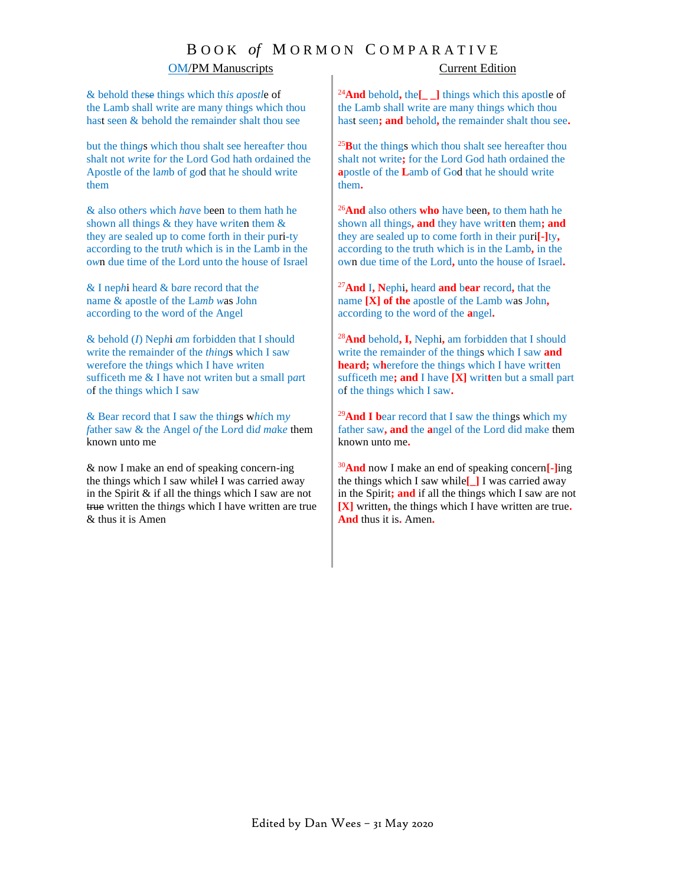# Book *of* Mormon Comparative

| OM/PM Manuscripts | Current Edition |
| --- | --- |
| & behold the~~se~~ things which th*is* *a*postl*e* of the Lamb shall write are many things which thou hast seen & behold the remainder shalt thou see | [24]**And** behold**,** the**[_ _]** things which this apostle of the Lamb shall write are many things which thou hast seen**; and** behold**,** the remainder shalt thou see**.** |
| but the thin*g*s which thou shalt see hereafte*r* thou shalt not *w*rite fo*r* the Lord God hath ordained the Apostle of the la*m*b of go*d* that he should write them | [25]**B**ut the things which thou shalt see hereafter thou shalt not write**;** for the Lord God hath ordained the **a**postle of the **L**amb of God that he should write them**.** |
| & also othe*r*s *w*hich *h*ave been to them hath he shown all things & they have wri*t*en them & they are sealed up to come forth in their puri-ty according to the trut*h* which is in the Lamb in the *ow*n due time of the Lord unto the house of Israel | [26]**And** also others **who** have been**,** to them hath he shown all things**, and** they have writ**t**en them**; and** they are sealed up to come forth in their puri**[-]**ty**,** according to the truth which is in the Lamb**,** in the own due time of the Lord**,** unto the house of Israel**.** |
| & I nep*h*i heard & b*a*re record that th*e* name & apostle of the La*m*b *w*as John according to the word of the Angel | [27]**And** I**, N**ephi**,** heard **and** b**ear** record**,** that the name **[X] of the** apostle of the Lamb was John**,** according to the word of the **a**ngel**.** |
| & behold (*I*) Nep*h*i *a*m forbidden that I should write the remainder of the *thin*g*s* which I saw werefore the *t*hings which I have *w*riten sufficeth me & I have not writen but a small *p*art of the things which I saw | [28]**And** behold**, I,** Nephi**,** am forbidden that I should write the remainder of the things which I saw **and heard; wh**erefore the things which I have writ**t**en sufficeth me**; and** I have **[X]** writ**t**en but a small part of the things which I saw**.** |
| & Bear record that I saw the thin*g*s w*hich my f*ather saw & the Angel o*f* the Lo*r*d di*d make* them known unto me | [29]**And I b**ear record that I saw the things which my father saw**, and** the **a**ngel of the Lord did make them known unto me**.** |
| & now I make an end of speaking concern-ing the things which I saw while*I* I was carried away in the Spirit & if all the things which I saw are not ~~true~~ written the thi*n*gs which I have written are true & thus it is Amen | [30]**And** now I make an end of speaking concern**[-]**ing the things which I saw while**[_]** I was carried away in the Spirit**; and** if all the things which I saw are not **[X]** written**,** the things which I have written are true**. And** thus it is**.** Amen**.** |

Edited by Dan Wees – 31 May 2020